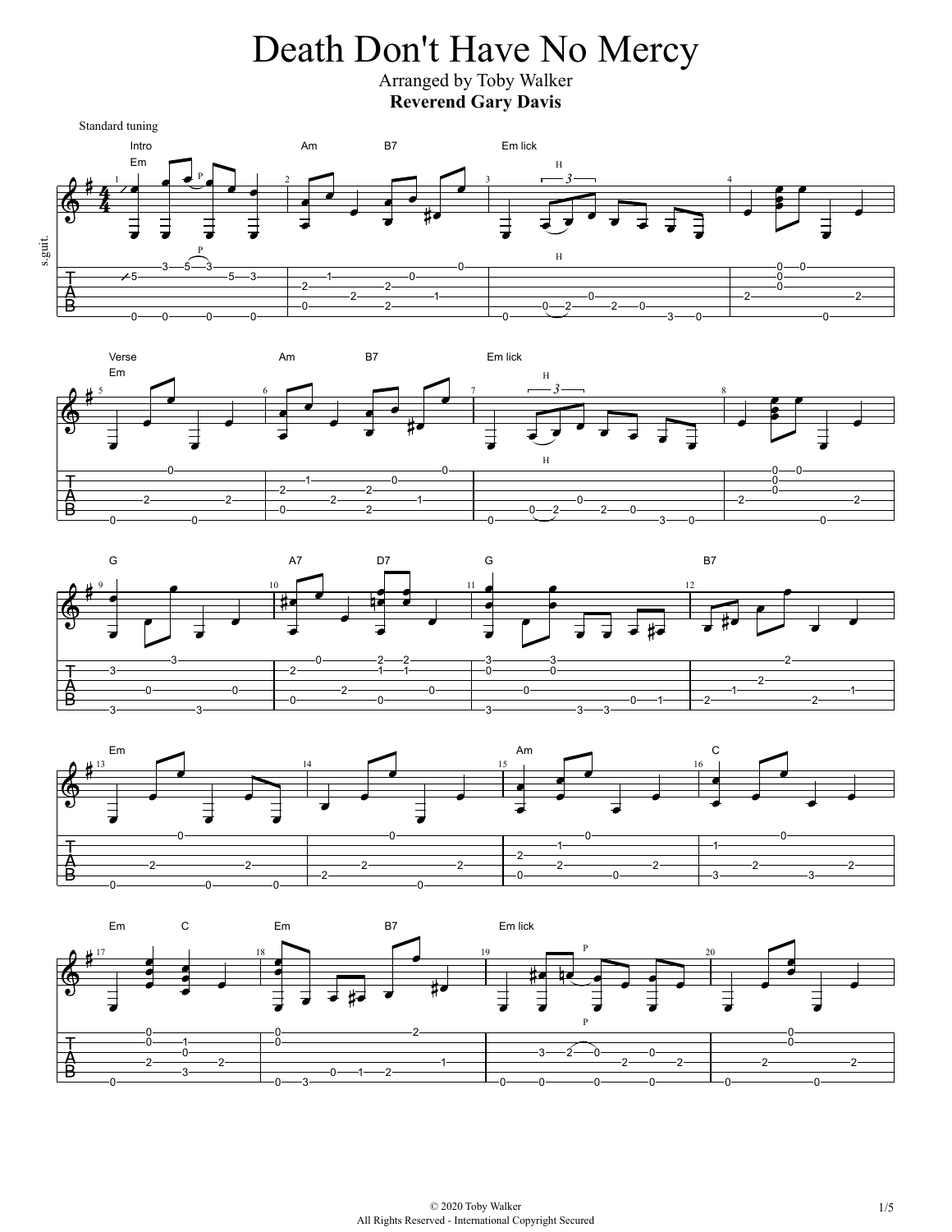# Death Don't Have No Mercy

Arranged by Toby Walker

**Reverend Gary Davis**

Standard tuning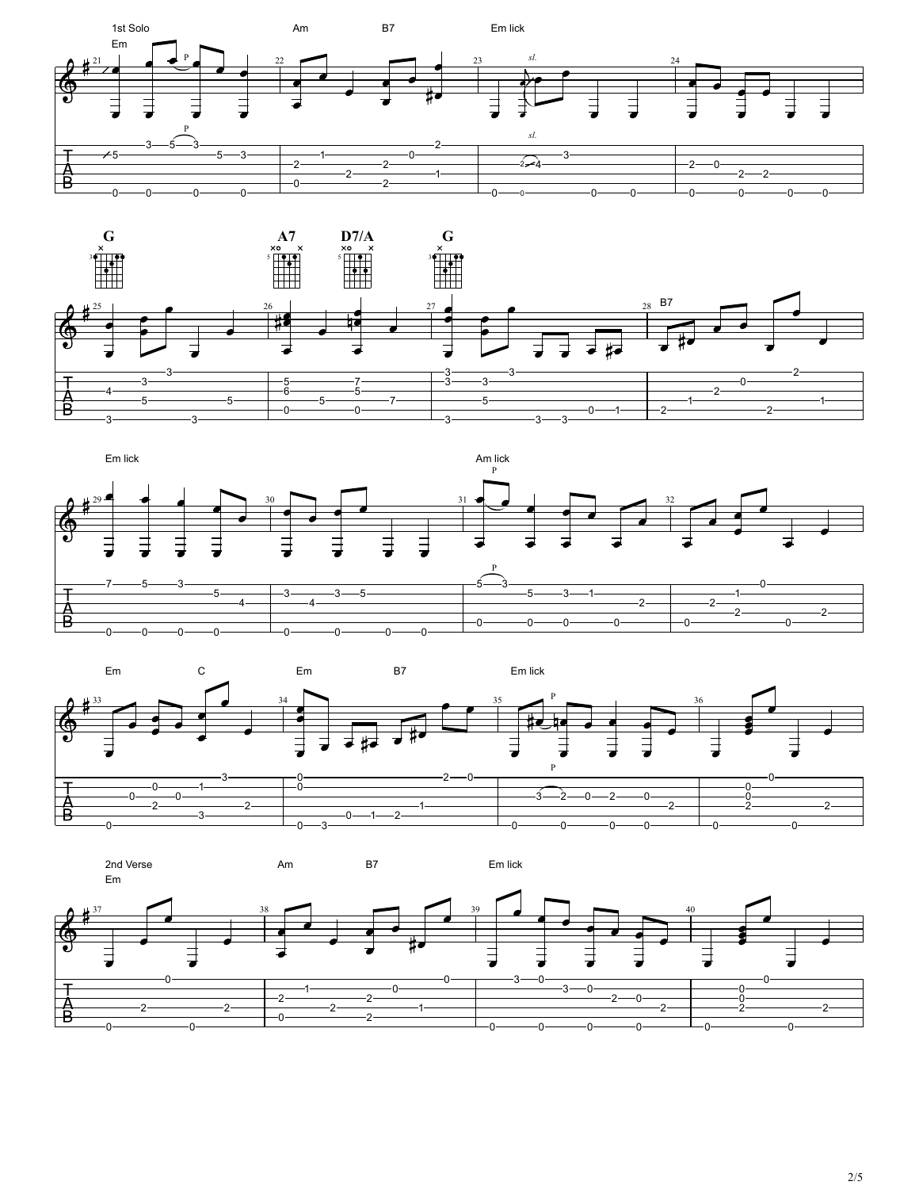1st Solo

Em

Am B7 Em lick

G A7 D7/A G

B7

Em lick

Am lick

Em C Em B7 Em lick

2nd Verse

Em

Am B7 Em lick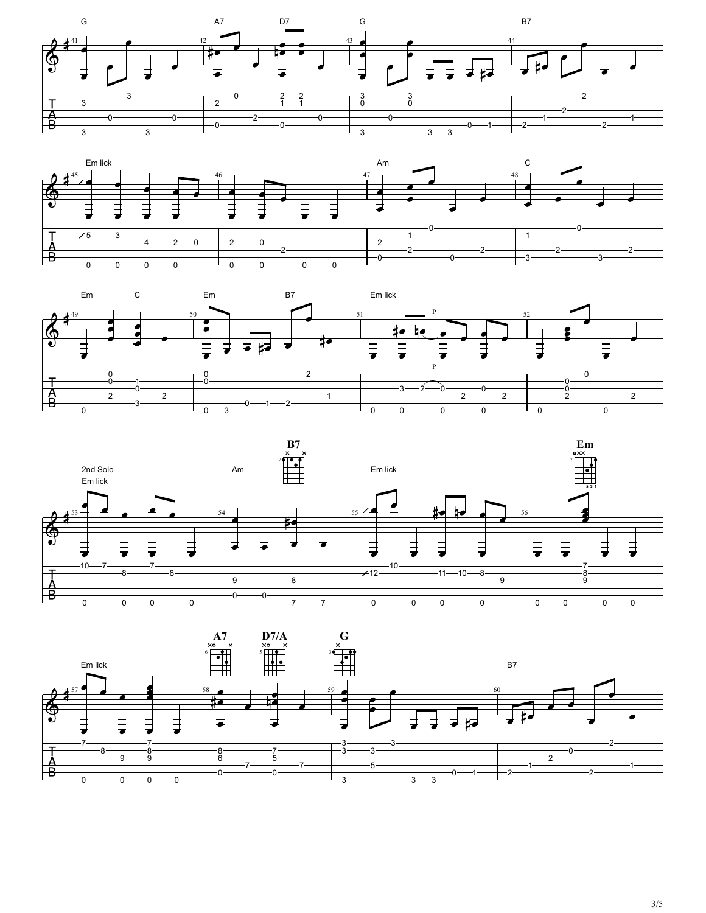G A7 D7 G B7

Em lick Am C

Em C Em B7 Em lick

2nd Solo

Em lick Am **B7** Em lick **Em**

Em lick **A7** **D7/A** **G** B7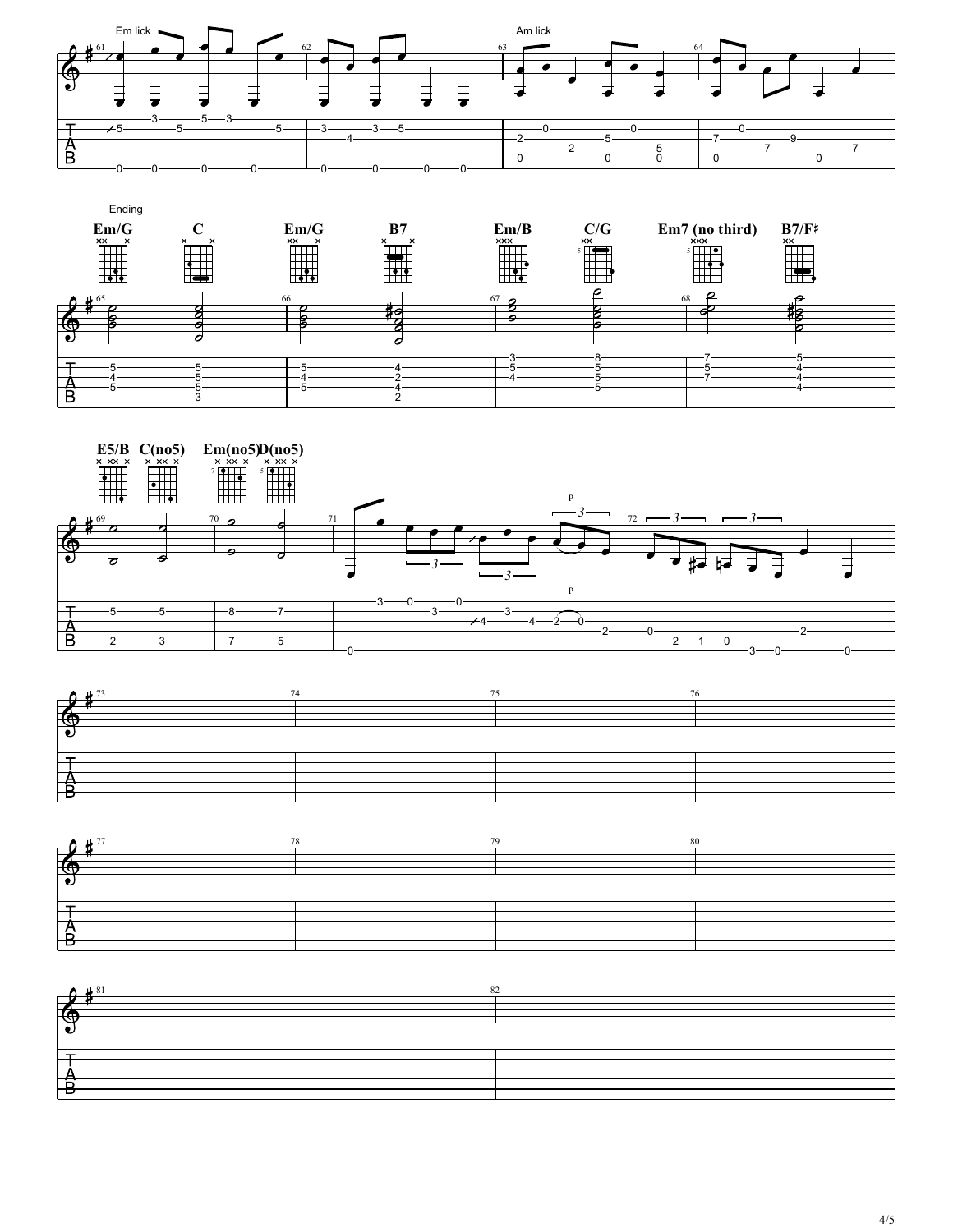Em lick

Am lick

Ending

Em/G C Em/G B7 Em/B C/G Em7 (no third) B7/F♯

E5/B C(no5) Em(no5) D(no5)